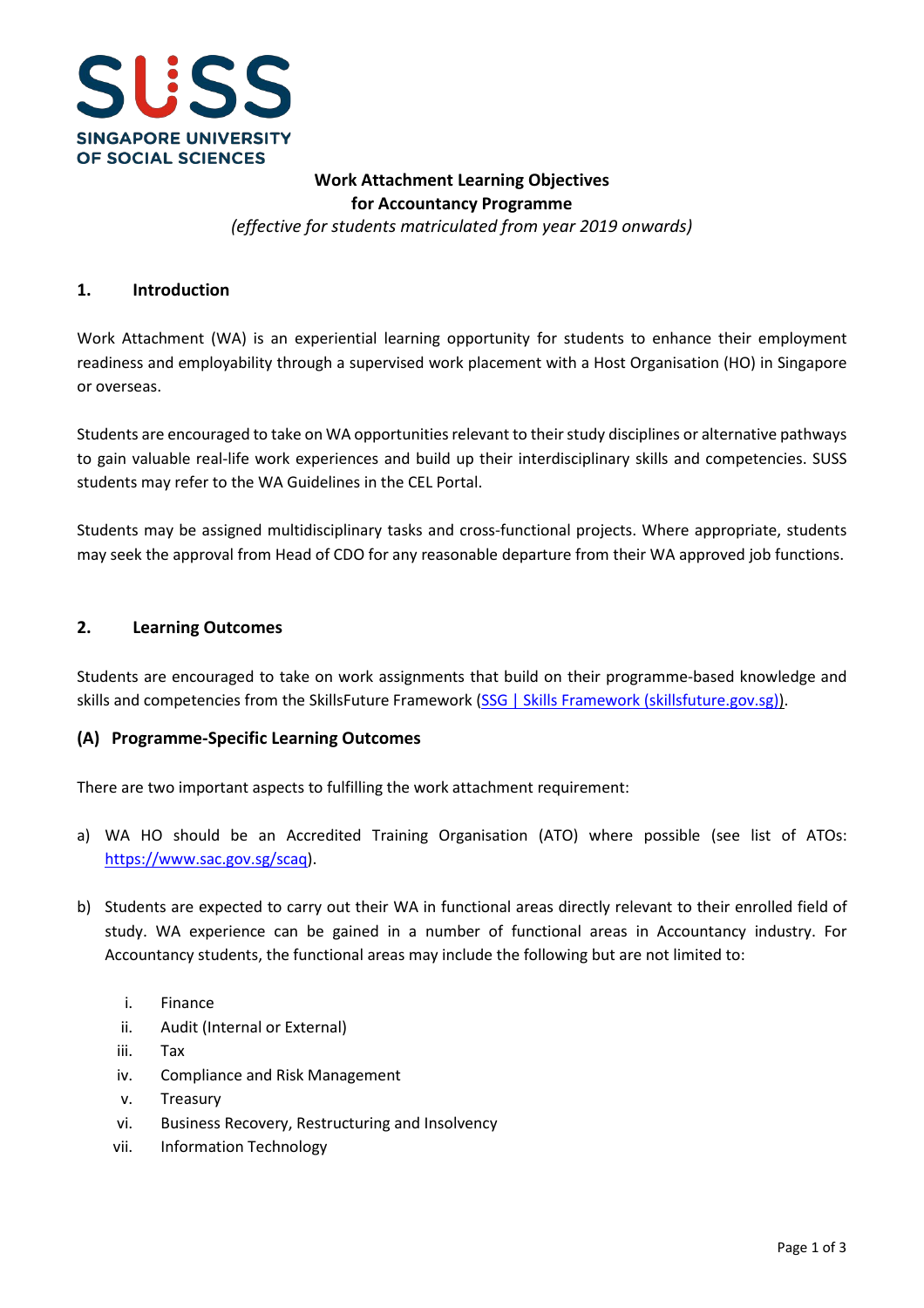SUSS

SINGAPORE UNIVERSITY OF SOCIAL SCIENCES

**Work Attachment Learning Objectives**
**for Accountancy Programme**
*(effective for students matriculated from year 2019 onwards)*

## 1. Introduction

Work Attachment (WA) is an experiential learning opportunity for students to enhance their employment readiness and employability through a supervised work placement with a Host Organisation (HO) in Singapore or overseas.

Students are encouraged to take on WA opportunities relevant to their study disciplines or alternative pathways to gain valuable real-life work experiences and build up their interdisciplinary skills and competencies. SUSS students may refer to the WA Guidelines in the CEL Portal.

Students may be assigned multidisciplinary tasks and cross-functional projects. Where appropriate, students may seek the approval from Head of CDO for any reasonable departure from their WA approved job functions.

## 2. Learning Outcomes

Students are encouraged to take on work assignments that build on their programme-based knowledge and skills and competencies from the SkillsFuture Framework ([SSG | Skills Framework (skillsfuture.gov.sg)](skillsfuture.gov.sg)).

### (A) Programme-Specific Learning Outcomes

There are two important aspects to fulfilling the work attachment requirement:

a) WA HO should be an Accredited Training Organisation (ATO) where possible (see list of ATOs: https://www.sac.gov.sg/scaq).

b) Students are expected to carry out their WA in functional areas directly relevant to their enrolled field of study. WA experience can be gained in a number of functional areas in Accountancy industry. For Accountancy students, the functional areas may include the following but are not limited to:

   i. Finance
   ii. Audit (Internal or External)
   iii. Tax
   iv. Compliance and Risk Management
   v. Treasury
   vi. Business Recovery, Restructuring and Insolvency
   vii. Information Technology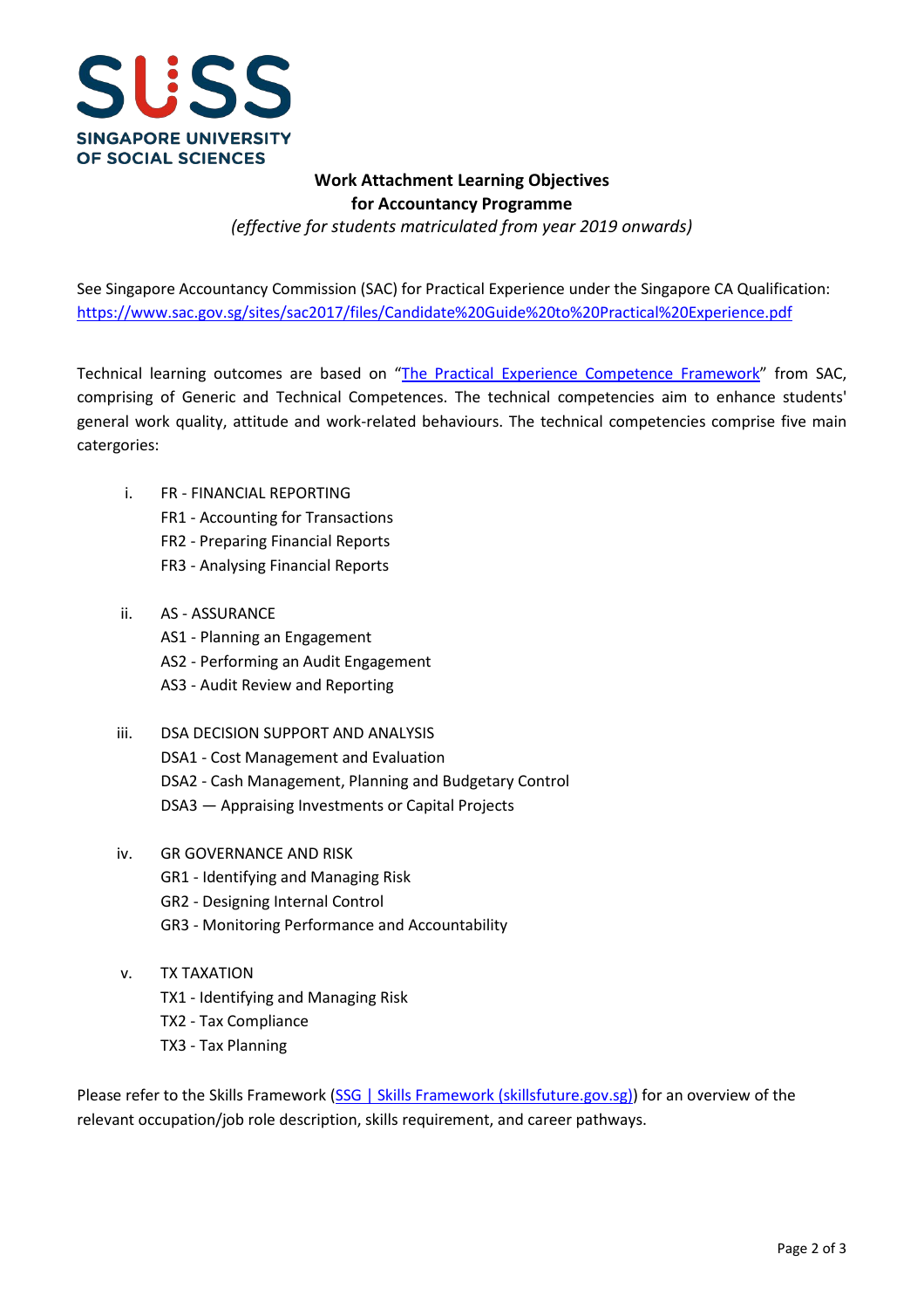**SUSS**
**SINGAPORE UNIVERSITY OF SOCIAL SCIENCES**

## Work Attachment Learning Objectives for Accountancy Programme

*(effective for students matriculated from year 2019 onwards)*

See Singapore Accountancy Commission (SAC) for Practical Experience under the Singapore CA Qualification: [https://www.sac.gov.sg/sites/sac2017/files/Candidate%20Guide%20to%20Practical%20Experience.pdf](https://www.sac.gov.sg/sites/sac2017/files/Candidate%20Guide%20to%20Practical%20Experience.pdf)

Technical learning outcomes are based on "The Practical Experience Competence Framework" from SAC, comprising of Generic and Technical Competences. The technical competencies aim to enhance students' general work quality, attitude and work-related behaviours. The technical competencies comprise five main catergories:

i. FR - FINANCIAL REPORTING
   - FR1 - Accounting for Transactions
   - FR2 - Preparing Financial Reports
   - FR3 - Analysing Financial Reports

ii. AS - ASSURANCE
   - AS1 - Planning an Engagement
   - AS2 - Performing an Audit Engagement
   - AS3 - Audit Review and Reporting

iii. DSA DECISION SUPPORT AND ANALYSIS
   - DSA1 - Cost Management and Evaluation
   - DSA2 - Cash Management, Planning and Budgetary Control
   - DSA3 — Appraising Investments or Capital Projects

iv. GR GOVERNANCE AND RISK
   - GR1 - Identifying and Managing Risk
   - GR2 - Designing Internal Control
   - GR3 - Monitoring Performance and Accountability

v. TX TAXATION
   - TX1 - Identifying and Managing Risk
   - TX2 - Tax Compliance
   - TX3 - Tax Planning

Please refer to the Skills Framework (SSG | Skills Framework (skillsfuture.gov.sg)) for an overview of the relevant occupation/job role description, skills requirement, and career pathways.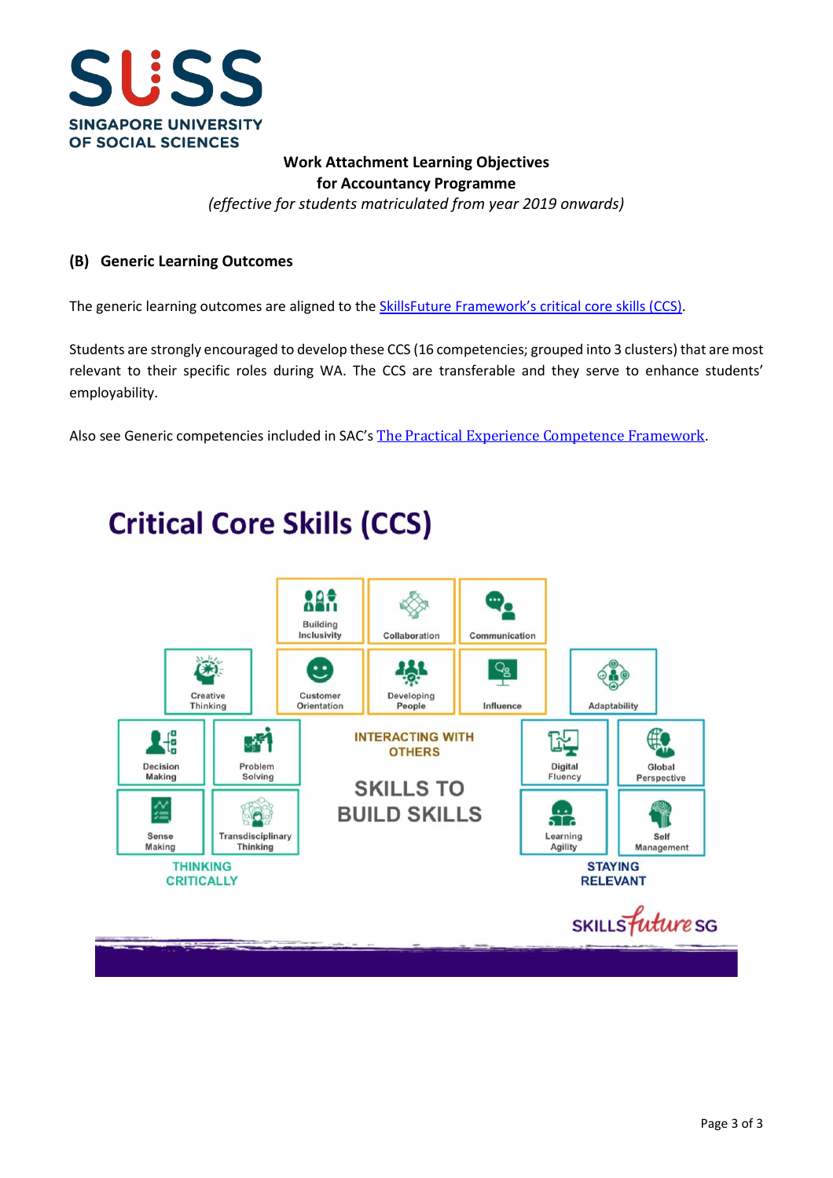**Work Attachment Learning Objectives**
**for Accountancy Programme**
*(effective for students matriculated from year 2019 onwards)*

## (B) Generic Learning Outcomes

The generic learning outcomes are aligned to the SkillsFuture Framework's critical core skills (CCS).

Students are strongly encouraged to develop these CCS (16 competencies; grouped into 3 clusters) that are most relevant to their specific roles during WA. The CCS are transferable and they serve to enhance students' employability.

Also see Generic competencies included in SAC's The Practical Experience Competence Framework.

# Critical Core Skills (CCS)

Building Inclusivity
Collaboration
Communication
Creative Thinking
Customer Orientation
Developing People
Influence
Adaptability
Decision Making
Problem Solving
INTERACTING WITH OTHERS
Digital Fluency
Global Perspective
SKILLS TO BUILD SKILLS
Sense Making
Transdisciplinary Thinking
Learning Agility
Self Management
THINKING CRITICALLY
STAYING RELEVANT
SKILLS*future* SG